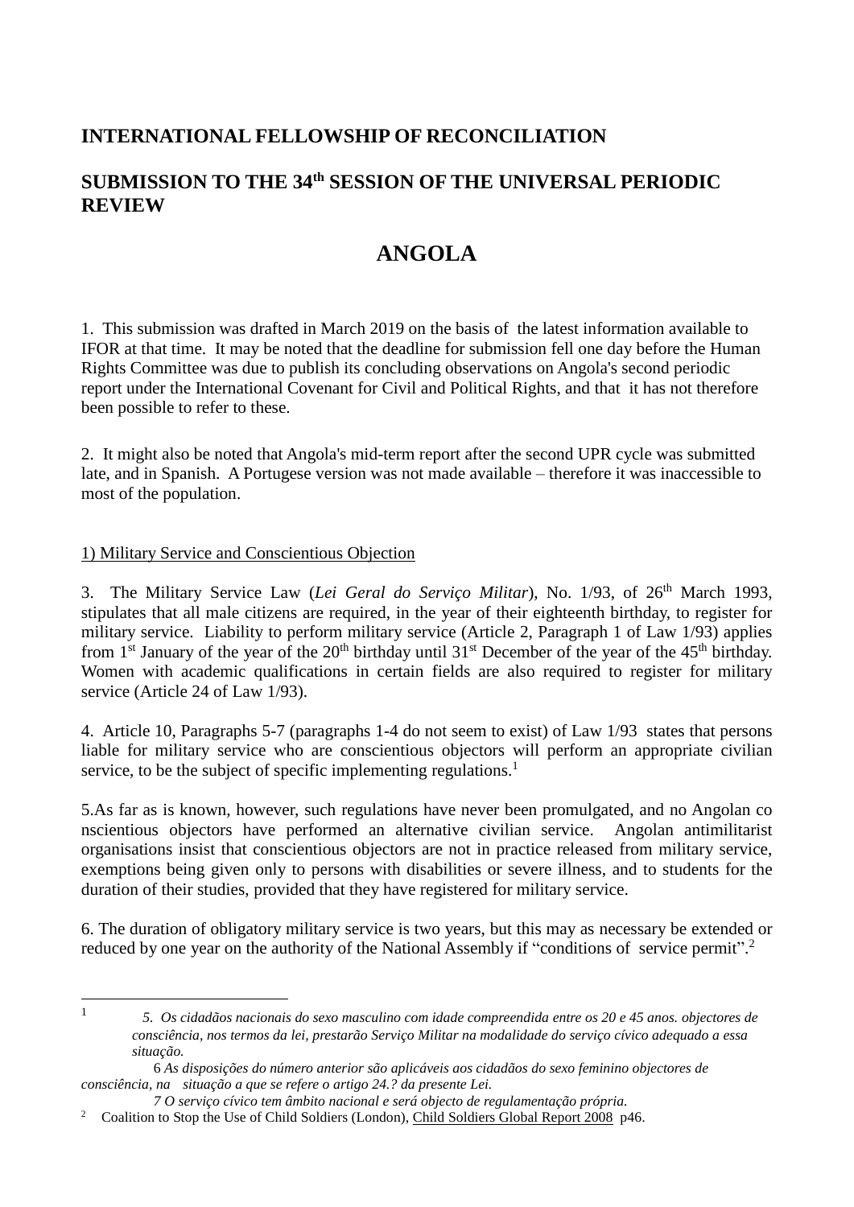## INTERNATIONAL FELLOWSHIP OF RECONCILIATION

## SUBMISSION TO THE 34th SESSION OF THE UNIVERSAL PERIODIC REVIEW

# ANGOLA

1. This submission was drafted in March 2019 on the basis of the latest information available to IFOR at that time. It may be noted that the deadline for submission fell one day before the Human Rights Committee was due to publish its concluding observations on Angola's second periodic report under the International Covenant for Civil and Political Rights, and that it has not therefore been possible to refer to these.

2. It might also be noted that Angola's mid-term report after the second UPR cycle was submitted late, and in Spanish. A Portugese version was not made available – therefore it was inaccessible to most of the population.

1) Military Service and Conscientious Objection

3. The Military Service Law (*Lei Geral do Serviço Militar*), No. 1/93, of 26th March 1993, stipulates that all male citizens are required, in the year of their eighteenth birthday, to register for military service. Liability to perform military service (Article 2, Paragraph 1 of Law 1/93) applies from 1st January of the year of the 20th birthday until 31st December of the year of the 45th birthday. Women with academic qualifications in certain fields are also required to register for military service (Article 24 of Law 1/93).

4. Article 10, Paragraphs 5-7 (paragraphs 1-4 do not seem to exist) of Law 1/93 states that persons liable for military service who are conscientious objectors will perform an appropriate civilian service, to be the subject of specific implementing regulations.[1]

5.As far as is known, however, such regulations have never been promulgated, and no Angolan co nscientious objectors have performed an alternative civilian service. Angolan antimilitarist organisations insist that conscientious objectors are not in practice released from military service, exemptions being given only to persons with disabilities or severe illness, and to students for the duration of their studies, provided that they have registered for military service.

6. The duration of obligatory military service is two years, but this may as necessary be extended or reduced by one year on the authority of the National Assembly if "conditions of service permit".[2]

---

[1] *5. Os cidadãos nacionais do sexo masculino com idade compreendida entre os 20 e 45 anos. objectores de consciência, nos termos da lei, prestarão Serviço Militar na modalidade do serviço cívico adequado a essa situação.*

*6 As disposições do número anterior são aplicáveis aos cidadãos do sexo feminino objectores de consciência, na situação a que se refere o artigo 24.? da presente Lei.*

*7 O serviço cívico tem âmbito nacional e será objecto de regulamentação própria.*

[2] Coalition to Stop the Use of Child Soldiers (London), Child Soldiers Global Report 2008 p46.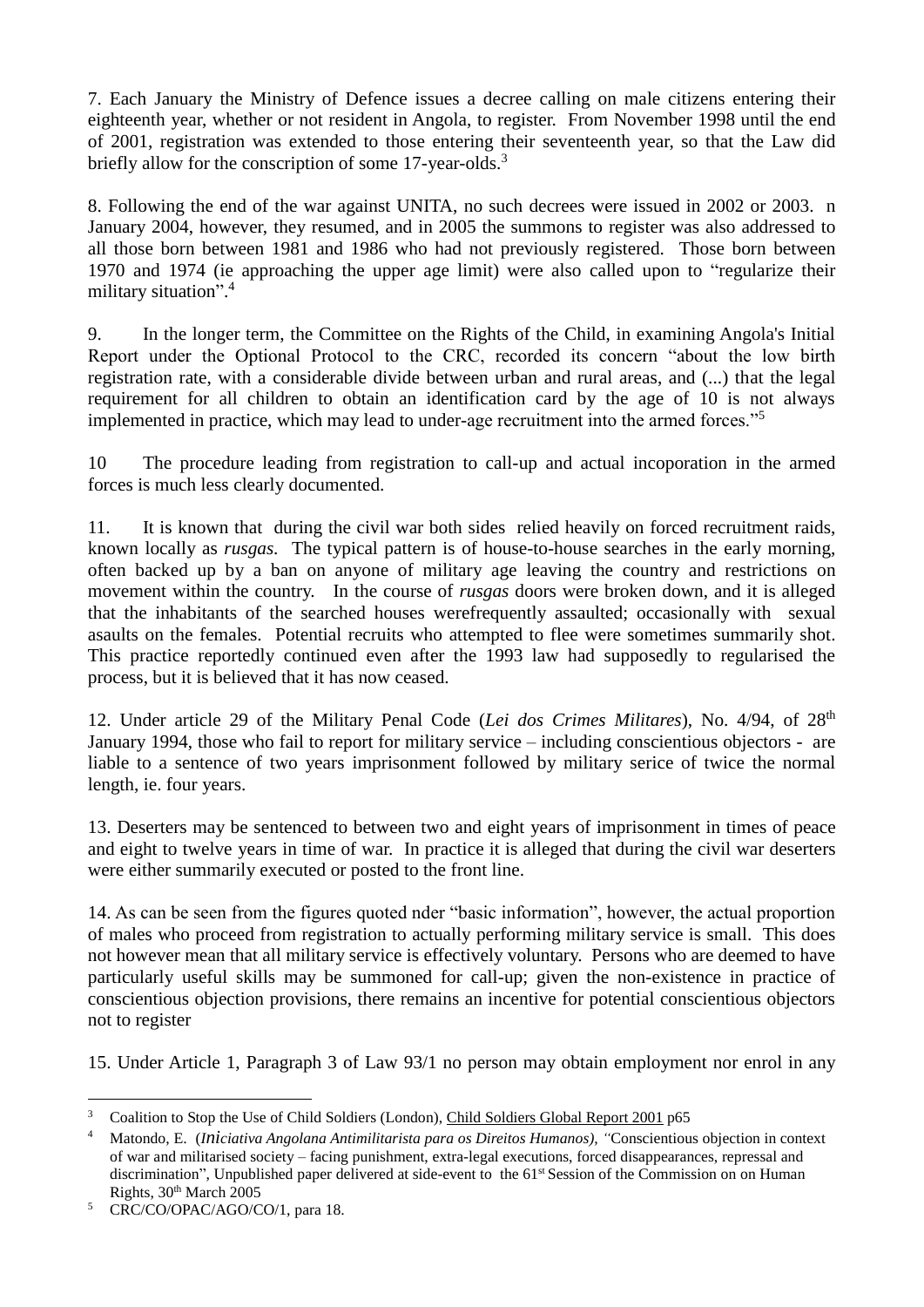7. Each January the Ministry of Defence issues a decree calling on male citizens entering their eighteenth year, whether or not resident in Angola, to register. From November 1998 until the end of 2001, registration was extended to those entering their seventeenth year, so that the Law did briefly allow for the conscription of some 17-year-olds.[3]

8. Following the end of the war against UNITA, no such decrees were issued in 2002 or 2003. n January 2004, however, they resumed, and in 2005 the summons to register was also addressed to all those born between 1981 and 1986 who had not previously registered. Those born between 1970 and 1974 (ie approaching the upper age limit) were also called upon to "regularize their military situation".[4]

9. In the longer term, the Committee on the Rights of the Child, in examining Angola's Initial Report under the Optional Protocol to the CRC, recorded its concern "about the low birth registration rate, with a considerable divide between urban and rural areas, and (...) that the legal requirement for all children to obtain an identification card by the age of 10 is not always implemented in practice, which may lead to under-age recruitment into the armed forces."[5]

10 The procedure leading from registration to call-up and actual incoporation in the armed forces is much less clearly documented.

11. It is known that during the civil war both sides relied heavily on forced recruitment raids, known locally as *rusgas*. The typical pattern is of house-to-house searches in the early morning, often backed up by a ban on anyone of military age leaving the country and restrictions on movement within the country. In the course of *rusgas* doors were broken down, and it is alleged that the inhabitants of the searched houses werefrequently assaulted; occasionally with sexual asaults on the females. Potential recruits who attempted to flee were sometimes summarily shot. This practice reportedly continued even after the 1993 law had supposedly to regularised the process, but it is believed that it has now ceased.

12. Under article 29 of the Military Penal Code (*Lei dos Crimes Militares*), No. 4/94, of 28th January 1994, those who fail to report for military service – including conscientious objectors - are liable to a sentence of two years imprisonment followed by military serice of twice the normal length, ie. four years.

13. Deserters may be sentenced to between two and eight years of imprisonment in times of peace and eight to twelve years in time of war. In practice it is alleged that during the civil war deserters were either summarily executed or posted to the front line.

14. As can be seen from the figures quoted nder "basic information", however, the actual proportion of males who proceed from registration to actually performing military service is small. This does not however mean that all military service is effectively voluntary. Persons who are deemed to have particularly useful skills may be summoned for call-up; given the non-existence in practice of conscientious objection provisions, there remains an incentive for potential conscientious objectors not to register

15. Under Article 1, Paragraph 3 of Law 93/1 no person may obtain employment nor enrol in any

---

[3] Coalition to Stop the Use of Child Soldiers (London), Child Soldiers Global Report 2001 p65

[4] Matondo, E. (*Iniciativa Angolana Antimilitarista para os Direitos Humanos), "*Conscientious objection in context of war and militarised society – facing punishment, extra-legal executions, forced disappearances, repressal and discrimination", Unpublished paper delivered at side-event to the 61st Session of the Commission on on Human Rights, 30th March 2005

[5] CRC/CO/OPAC/AGO/CO/1, para 18.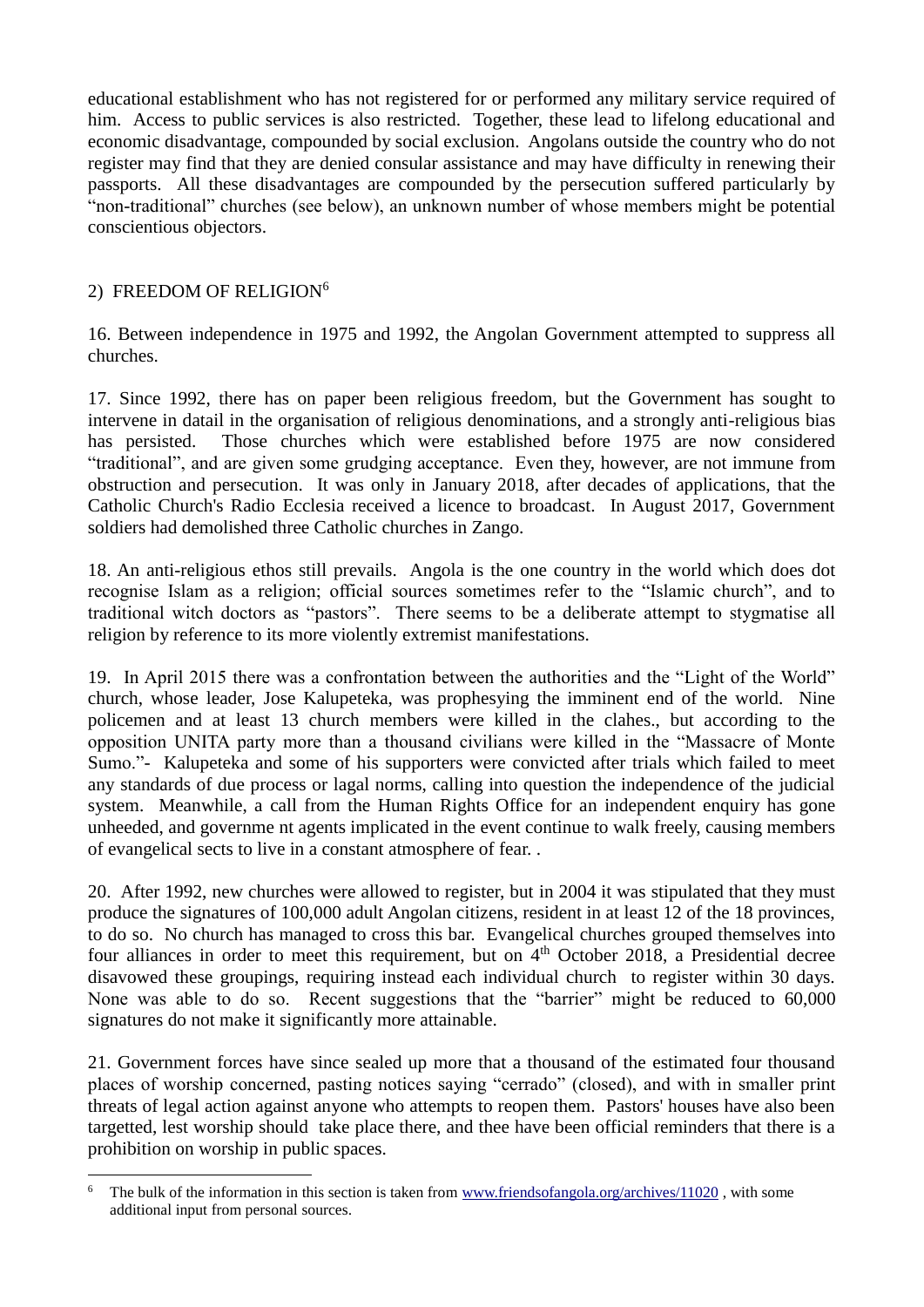educational establishment who has not registered for or performed any military service required of him. Access to public services is also restricted. Together, these lead to lifelong educational and economic disadvantage, compounded by social exclusion. Angolans outside the country who do not register may find that they are denied consular assistance and may have difficulty in renewing their passports. All these disadvantages are compounded by the persecution suffered particularly by "non-traditional" churches (see below), an unknown number of whose members might be potential conscientious objectors.

## 2) FREEDOM OF RELIGION[6]

16. Between independence in 1975 and 1992, the Angolan Government attempted to suppress all churches.

17. Since 1992, there has on paper been religious freedom, but the Government has sought to intervene in datail in the organisation of religious denominations, and a strongly anti-religious bias has persisted. Those churches which were established before 1975 are now considered "traditional", and are given some grudging acceptance. Even they, however, are not immune from obstruction and persecution. It was only in January 2018, after decades of applications, that the Catholic Church's Radio Ecclesia received a licence to broadcast. In August 2017, Government soldiers had demolished three Catholic churches in Zango.

18. An anti-religious ethos still prevails. Angola is the one country in the world which does dot recognise Islam as a religion; official sources sometimes refer to the "Islamic church", and to traditional witch doctors as "pastors". There seems to be a deliberate attempt to stygmatise all religion by reference to its more violently extremist manifestations.

19. In April 2015 there was a confrontation between the authorities and the "Light of the World" church, whose leader, Jose Kalupeteka, was prophesying the imminent end of the world. Nine policemen and at least 13 church members were killed in the clahes., but according to the opposition UNITA party more than a thousand civilians were killed in the "Massacre of Monte Sumo."- Kalupeteka and some of his supporters were convicted after trials which failed to meet any standards of due process or lagal norms, calling into question the independence of the judicial system. Meanwhile, a call from the Human Rights Office for an independent enquiry has gone unheeded, and governme nt agents implicated in the event continue to walk freely, causing members of evangelical sects to live in a constant atmosphere of fear. .

20. After 1992, new churches were allowed to register, but in 2004 it was stipulated that they must produce the signatures of 100,000 adult Angolan citizens, resident in at least 12 of the 18 provinces, to do so. No church has managed to cross this bar. Evangelical churches grouped themselves into four alliances in order to meet this requirement, but on 4th October 2018, a Presidential decree disavowed these groupings, requiring instead each individual church to register within 30 days. None was able to do so. Recent suggestions that the "barrier" might be reduced to 60,000 signatures do not make it significantly more attainable.

21. Government forces have since sealed up more that a thousand of the estimated four thousand places of worship concerned, pasting notices saying "cerrado" (closed), and with in smaller print threats of legal action against anyone who attempts to reopen them. Pastors' houses have also been targetted, lest worship should take place there, and thee have been official reminders that there is a prohibition on worship in public spaces.

---

[6] The bulk of the information in this section is taken from www.friendsofangola.org/archives/11020 , with some additional input from personal sources.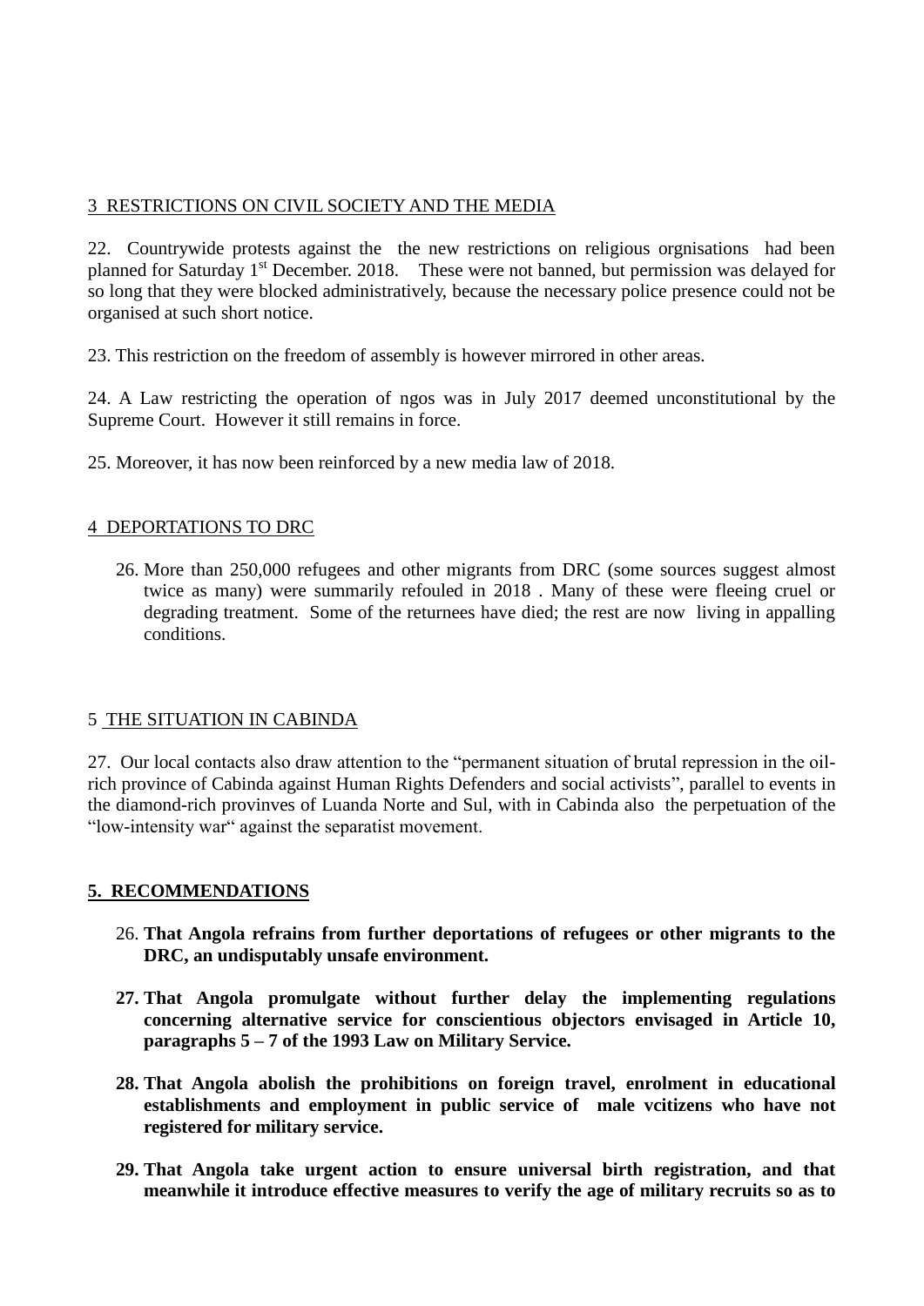## 3 RESTRICTIONS ON CIVIL SOCIETY AND THE MEDIA

22. Countrywide protests against the the new restrictions on religious orgnisations had been planned for Saturday 1st December. 2018. These were not banned, but permission was delayed for so long that they were blocked administratively, because the necessary police presence could not be organised at such short notice.

23. This restriction on the freedom of assembly is however mirrored in other areas.

24. A Law restricting the operation of ngos was in July 2017 deemed unconstitutional by the Supreme Court. However it still remains in force.

25. Moreover, it has now been reinforced by a new media law of 2018.

## 4 DEPORTATIONS TO DRC

26. More than 250,000 refugees and other migrants from DRC (some sources suggest almost twice as many) were summarily refouled in 2018 . Many of these were fleeing cruel or degrading treatment. Some of the returnees have died; the rest are now living in appalling conditions.

## 5 THE SITUATION IN CABINDA

27. Our local contacts also draw attention to the "permanent situation of brutal repression in the oil-rich province of Cabinda against Human Rights Defenders and social activists", parallel to events in the diamond-rich provinves of Luanda Norte and Sul, with in Cabinda also the perpetuation of the "low-intensity war" against the separatist movement.

## 5. RECOMMENDATIONS

26. **That Angola refrains from further deportations of refugees or other migrants to the DRC, an undisputably unsafe environment.**

27. **That Angola promulgate without further delay the implementing regulations concerning alternative service for conscientious objectors envisaged in Article 10, paragraphs 5 – 7 of the 1993 Law on Military Service.**

28. **That Angola abolish the prohibitions on foreign travel, enrolment in educational establishments and employment in public service of male vcitizens who have not registered for military service.**

29. **That Angola take urgent action to ensure universal birth registration, and that meanwhile it introduce effective measures to verify the age of military recruits so as to**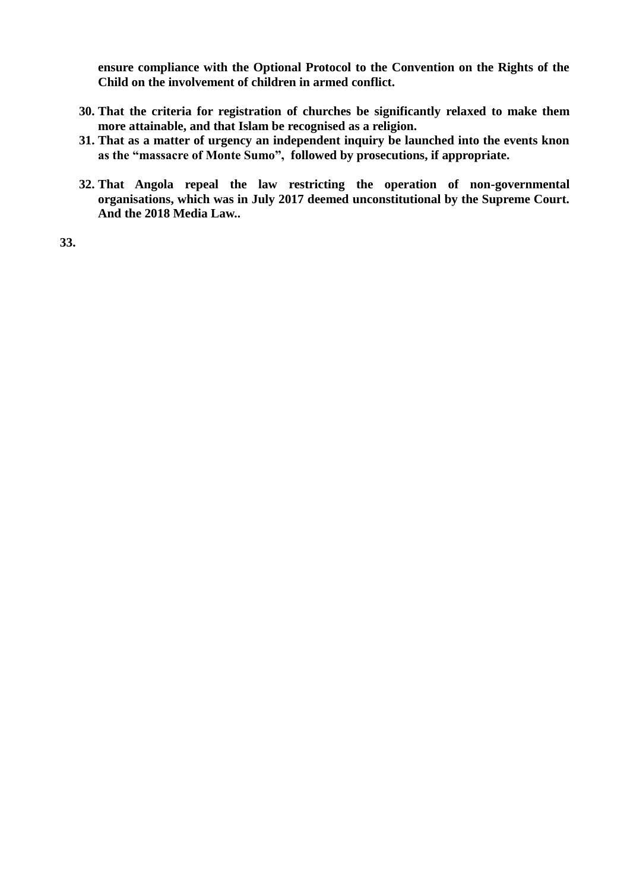**ensure compliance with the Optional Protocol to the Convention on the Rights of the Child on the involvement of children in armed conflict.**

30. **That the criteria for registration of churches be significantly relaxed to make them more attainable, and that Islam be recognised as a religion.**
31. **That as a matter of urgency an independent inquiry be launched into the events knon as the "massacre of Monte Sumo", followed by prosecutions, if appropriate.**
32. **That Angola repeal the law restricting the operation of non-governmental organisations, which was in July 2017 deemed unconstitutional by the Supreme Court. And the 2018 Media Law..**

**33.**